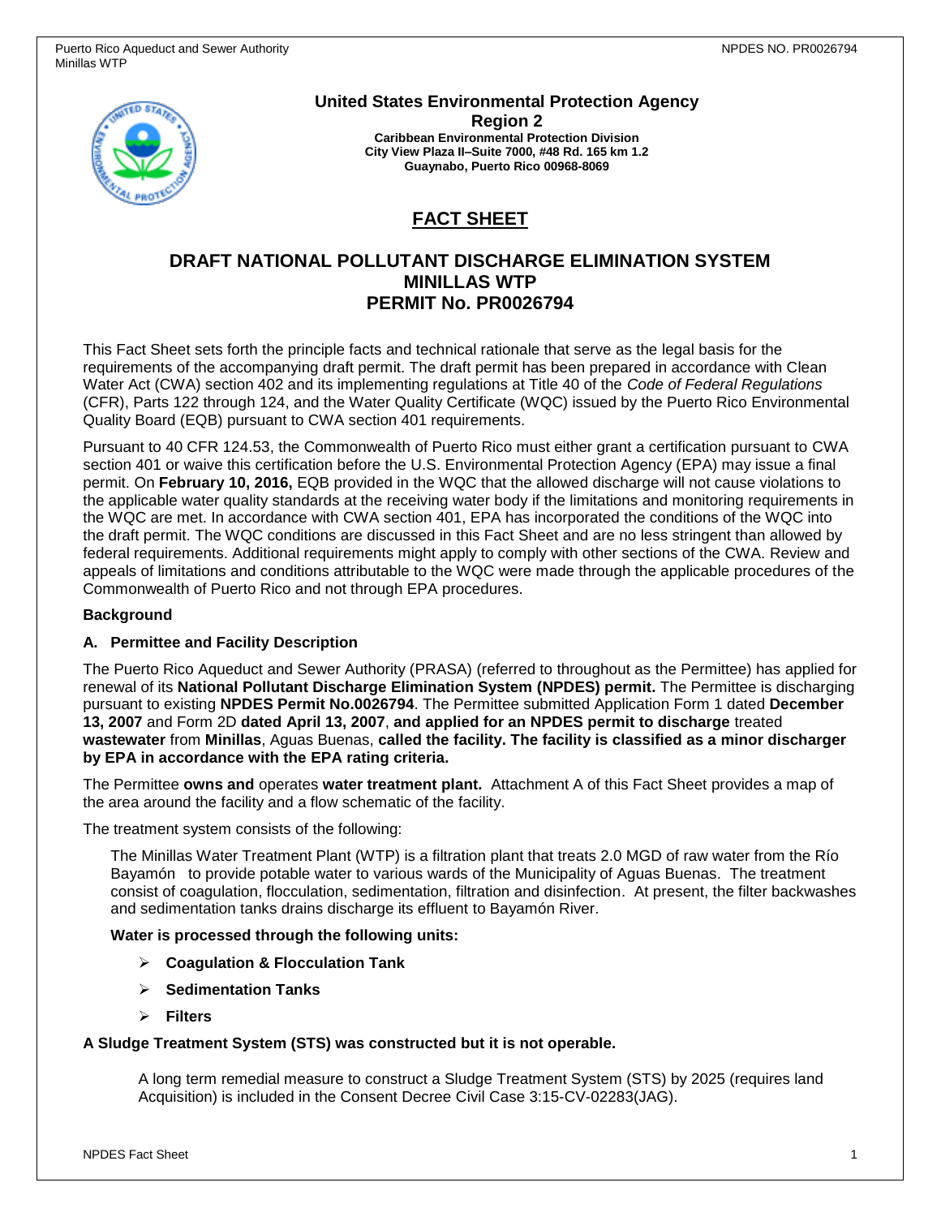**United States Environmental Protection Agency**
**Region 2**
**Caribbean Environmental Protection Division**
**City View Plaza II–Suite 7000, #48 Rd. 165 km 1.2**
**Guaynabo, Puerto Rico 00968-8069**

# FACT SHEET

## DRAFT NATIONAL POLLUTANT DISCHARGE ELIMINATION SYSTEM MINILLAS WTP PERMIT No. PR0026794

This Fact Sheet sets forth the principle facts and technical rationale that serve as the legal basis for the requirements of the accompanying draft permit. The draft permit has been prepared in accordance with Clean Water Act (CWA) section 402 and its implementing regulations at Title 40 of the *Code of Federal Regulations* (CFR), Parts 122 through 124, and the Water Quality Certificate (WQC) issued by the Puerto Rico Environmental Quality Board (EQB) pursuant to CWA section 401 requirements.

Pursuant to 40 CFR 124.53, the Commonwealth of Puerto Rico must either grant a certification pursuant to CWA section 401 or waive this certification before the U.S. Environmental Protection Agency (EPA) may issue a final permit. On **February 10, 2016,** EQB provided in the WQC that the allowed discharge will not cause violations to the applicable water quality standards at the receiving water body if the limitations and monitoring requirements in the WQC are met. In accordance with CWA section 401, EPA has incorporated the conditions of the WQC into the draft permit. The WQC conditions are discussed in this Fact Sheet and are no less stringent than allowed by federal requirements. Additional requirements might apply to comply with other sections of the CWA. Review and appeals of limitations and conditions attributable to the WQC were made through the applicable procedures of the Commonwealth of Puerto Rico and not through EPA procedures.

**Background**

**A. Permittee and Facility Description**

The Puerto Rico Aqueduct and Sewer Authority (PRASA) (referred to throughout as the Permittee) has applied for renewal of its **National Pollutant Discharge Elimination System (NPDES) permit.** The Permittee is discharging pursuant to existing **NPDES Permit No.0026794**. The Permittee submitted Application Form 1 dated **December 13, 2007** and Form 2D **dated April 13, 2007**, **and applied for an NPDES permit to discharge** treated **wastewater** from **Minillas**, Aguas Buenas, **called the facility. The facility is classified as a minor discharger by EPA in accordance with the EPA rating criteria.**

The Permittee **owns and** operates **water treatment plant.** Attachment A of this Fact Sheet provides a map of the area around the facility and a flow schematic of the facility.

The treatment system consists of the following:

> The Minillas Water Treatment Plant (WTP) is a filtration plant that treats 2.0 MGD of raw water from the Río Bayamón to provide potable water to various wards of the Municipality of Aguas Buenas. The treatment consist of coagulation, flocculation, sedimentation, filtration and disinfection. At present, the filter backwashes and sedimentation tanks drains discharge its effluent to Bayamón River.
>
> **Water is processed through the following units:**
>
> - **Coagulation & Flocculation Tank**
> - **Sedimentation Tanks**
> - **Filters**

**A Sludge Treatment System (STS) was constructed but it is not operable.**

> A long term remedial measure to construct a Sludge Treatment System (STS) by 2025 (requires land Acquisition) is included in the Consent Decree Civil Case 3:15-CV-02283(JAG).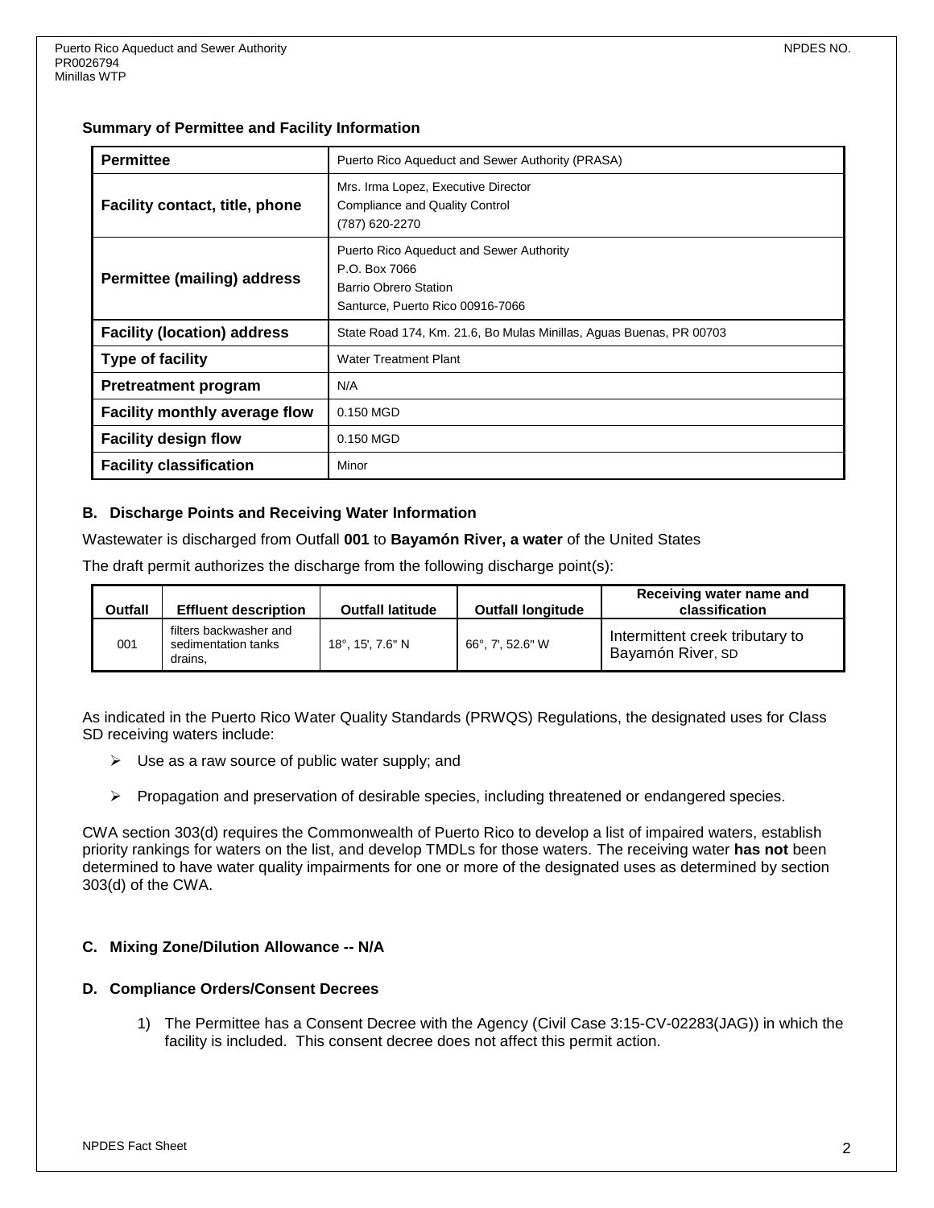### Summary of Permittee and Facility Information

| | |
|---|---|
| **Permittee** | Puerto Rico Aqueduct and Sewer Authority (PRASA) |
| **Facility contact, title, phone** | Mrs. Irma Lopez, Executive Director<br>Compliance and Quality Control<br>(787) 620-2270 |
| **Permittee (mailing) address** | Puerto Rico Aqueduct and Sewer Authority<br>P.O. Box 7066<br>Barrio Obrero Station<br>Santurce, Puerto Rico 00916-7066 |
| **Facility (location) address** | State Road 174, Km. 21.6, Bo Mulas Minillas, Aguas Buenas, PR 00703 |
| **Type of facility** | Water Treatment Plant |
| **Pretreatment program** | N/A |
| **Facility monthly average flow** | 0.150 MGD |
| **Facility design flow** | 0.150 MGD |
| **Facility classification** | Minor |

### B. Discharge Points and Receiving Water Information

Wastewater is discharged from Outfall **001** to **Bayamón River, a water** of the United States

The draft permit authorizes the discharge from the following discharge point(s):

| Outfall | Effluent description | Outfall latitude | Outfall longitude | Receiving water name and classification |
|---|---|---|---|---|
| 001 | filters backwasher and sedimentation tanks drains, | 18°, 15', 7.6" N | 66°, 7', 52.6" W | Intermittent creek tributary to Bayamón River, SD |

As indicated in the Puerto Rico Water Quality Standards (PRWQS) Regulations, the designated uses for Class SD receiving waters include:

- Use as a raw source of public water supply; and
- Propagation and preservation of desirable species, including threatened or endangered species.

CWA section 303(d) requires the Commonwealth of Puerto Rico to develop a list of impaired waters, establish priority rankings for waters on the list, and develop TMDLs for those waters. The receiving water **has not** been determined to have water quality impairments for one or more of the designated uses as determined by section 303(d) of the CWA.

### C. Mixing Zone/Dilution Allowance -- N/A

### D. Compliance Orders/Consent Decrees

1) The Permittee has a Consent Decree with the Agency (Civil Case 3:15-CV-02283(JAG)) in which the facility is included. This consent decree does not affect this permit action.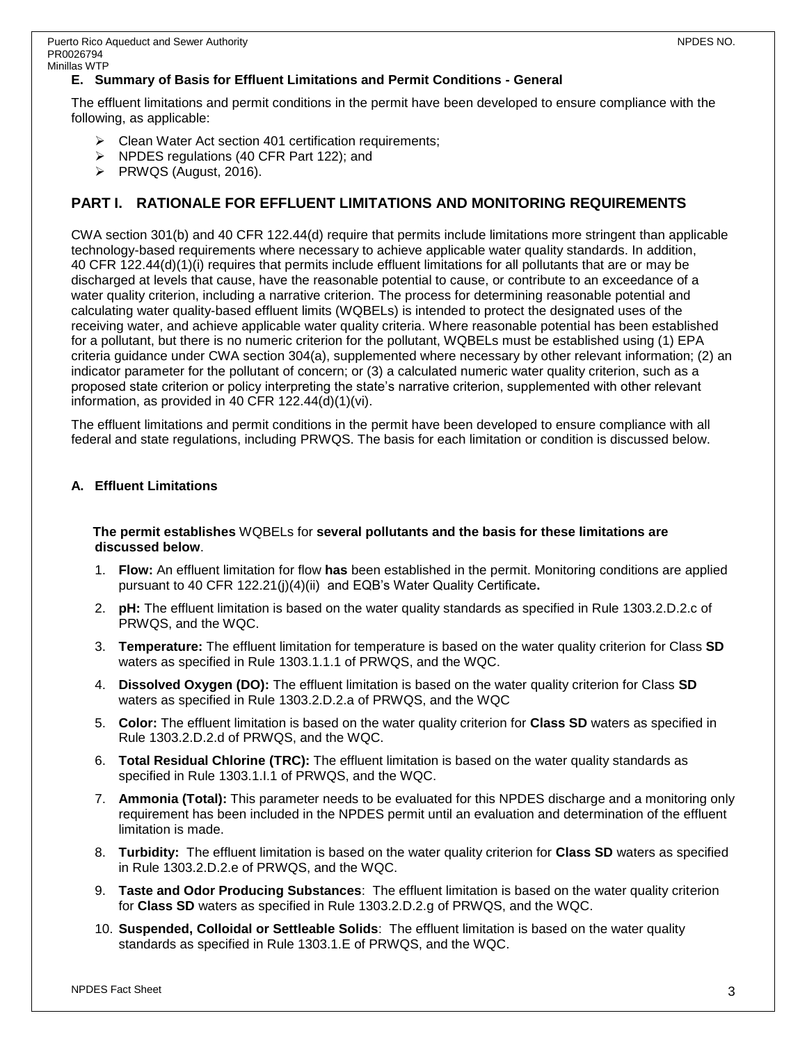### E. Summary of Basis for Effluent Limitations and Permit Conditions - General

The effluent limitations and permit conditions in the permit have been developed to ensure compliance with the following, as applicable:

- Clean Water Act section 401 certification requirements;
- NPDES regulations (40 CFR Part 122); and
- PRWQS (August, 2016).

## PART I. RATIONALE FOR EFFLUENT LIMITATIONS AND MONITORING REQUIREMENTS

CWA section 301(b) and 40 CFR 122.44(d) require that permits include limitations more stringent than applicable technology-based requirements where necessary to achieve applicable water quality standards. In addition, 40 CFR 122.44(d)(1)(i) requires that permits include effluent limitations for all pollutants that are or may be discharged at levels that cause, have the reasonable potential to cause, or contribute to an exceedance of a water quality criterion, including a narrative criterion. The process for determining reasonable potential and calculating water quality-based effluent limits (WQBELs) is intended to protect the designated uses of the receiving water, and achieve applicable water quality criteria. Where reasonable potential has been established for a pollutant, but there is no numeric criterion for the pollutant, WQBELs must be established using (1) EPA criteria guidance under CWA section 304(a), supplemented where necessary by other relevant information; (2) an indicator parameter for the pollutant of concern; or (3) a calculated numeric water quality criterion, such as a proposed state criterion or policy interpreting the state's narrative criterion, supplemented with other relevant information, as provided in 40 CFR 122.44(d)(1)(vi).

The effluent limitations and permit conditions in the permit have been developed to ensure compliance with all federal and state regulations, including PRWQS. The basis for each limitation or condition is discussed below.

### A. Effluent Limitations

**The permit establishes** WQBELs for **several pollutants and the basis for these limitations are discussed below**.

1. **Flow:** An effluent limitation for flow **has** been established in the permit. Monitoring conditions are applied pursuant to 40 CFR 122.21(j)(4)(ii) and EQB's Water Quality Certificate**.**
2. **pH:** The effluent limitation is based on the water quality standards as specified in Rule 1303.2.D.2.c of PRWQS, and the WQC.
3. **Temperature:** The effluent limitation for temperature is based on the water quality criterion for Class **SD** waters as specified in Rule 1303.1.1.1 of PRWQS, and the WQC.
4. **Dissolved Oxygen (DO):** The effluent limitation is based on the water quality criterion for Class **SD** waters as specified in Rule 1303.2.D.2.a of PRWQS, and the WQC
5. **Color:** The effluent limitation is based on the water quality criterion for **Class SD** waters as specified in Rule 1303.2.D.2.d of PRWQS, and the WQC.
6. **Total Residual Chlorine (TRC):** The effluent limitation is based on the water quality standards as specified in Rule 1303.1.I.1 of PRWQS, and the WQC.
7. **Ammonia (Total):** This parameter needs to be evaluated for this NPDES discharge and a monitoring only requirement has been included in the NPDES permit until an evaluation and determination of the effluent limitation is made.
8. **Turbidity:** The effluent limitation is based on the water quality criterion for **Class SD** waters as specified in Rule 1303.2.D.2.e of PRWQS, and the WQC.
9. **Taste and Odor Producing Substances**: The effluent limitation is based on the water quality criterion for **Class SD** waters as specified in Rule 1303.2.D.2.g of PRWQS, and the WQC.
10. **Suspended, Colloidal or Settleable Solids**: The effluent limitation is based on the water quality standards as specified in Rule 1303.1.E of PRWQS, and the WQC.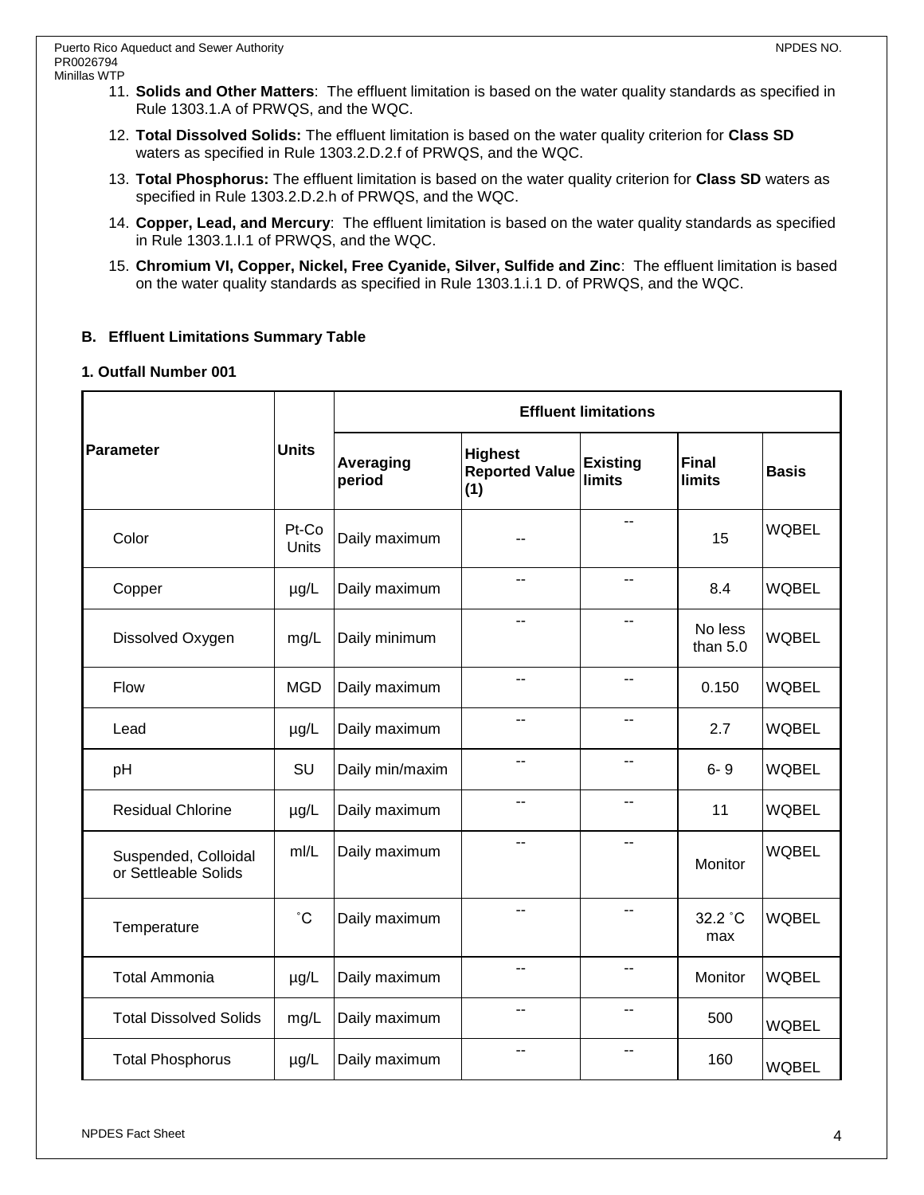11. **Solids and Other Matters**: The effluent limitation is based on the water quality standards as specified in Rule 1303.1.A of PRWQS, and the WQC.

12. **Total Dissolved Solids:** The effluent limitation is based on the water quality criterion for **Class SD** waters as specified in Rule 1303.2.D.2.f of PRWQS, and the WQC.

13. **Total Phosphorus:** The effluent limitation is based on the water quality criterion for **Class SD** waters as specified in Rule 1303.2.D.2.h of PRWQS, and the WQC.

14. **Copper, Lead, and Mercury**: The effluent limitation is based on the water quality standards as specified in Rule 1303.1.I.1 of PRWQS, and the WQC.

15. **Chromium VI, Copper, Nickel, Free Cyanide, Silver, Sulfide and Zinc**: The effluent limitation is based on the water quality standards as specified in Rule 1303.1.i.1 D. of PRWQS, and the WQC.

### B. Effluent Limitations Summary Table

#### 1. Outfall Number 001

| Parameter | Units | Effluent limitations | | | | |
|---|---|---|---|---|---|---|
| | | Averaging period | Highest Reported Value (1) | Existing limits | Final limits | Basis |
| Color | Pt-Co Units | Daily maximum | -- | -- | 15 | WQBEL |
| Copper | µg/L | Daily maximum | -- | -- | 8.4 | WQBEL |
| Dissolved Oxygen | mg/L | Daily minimum | -- | -- | No less than 5.0 | WQBEL |
| Flow | MGD | Daily maximum | -- | -- | 0.150 | WQBEL |
| Lead | µg/L | Daily maximum | -- | -- | 2.7 | WQBEL |
| pH | SU | Daily min/maxim | -- | -- | 6- 9 | WQBEL |
| Residual Chlorine | µg/L | Daily maximum | -- | -- | 11 | WQBEL |
| Suspended, Colloidal or Settleable Solids | ml/L | Daily maximum | -- | -- | Monitor | WQBEL |
| Temperature | ˚C | Daily maximum | -- | -- | 32.2 ˚C max | WQBEL |
| Total Ammonia | µg/L | Daily maximum | -- | -- | Monitor | WQBEL |
| Total Dissolved Solids | mg/L | Daily maximum | -- | -- | 500 | WQBEL |
| Total Phosphorus | µg/L | Daily maximum | -- | -- | 160 | WQBEL |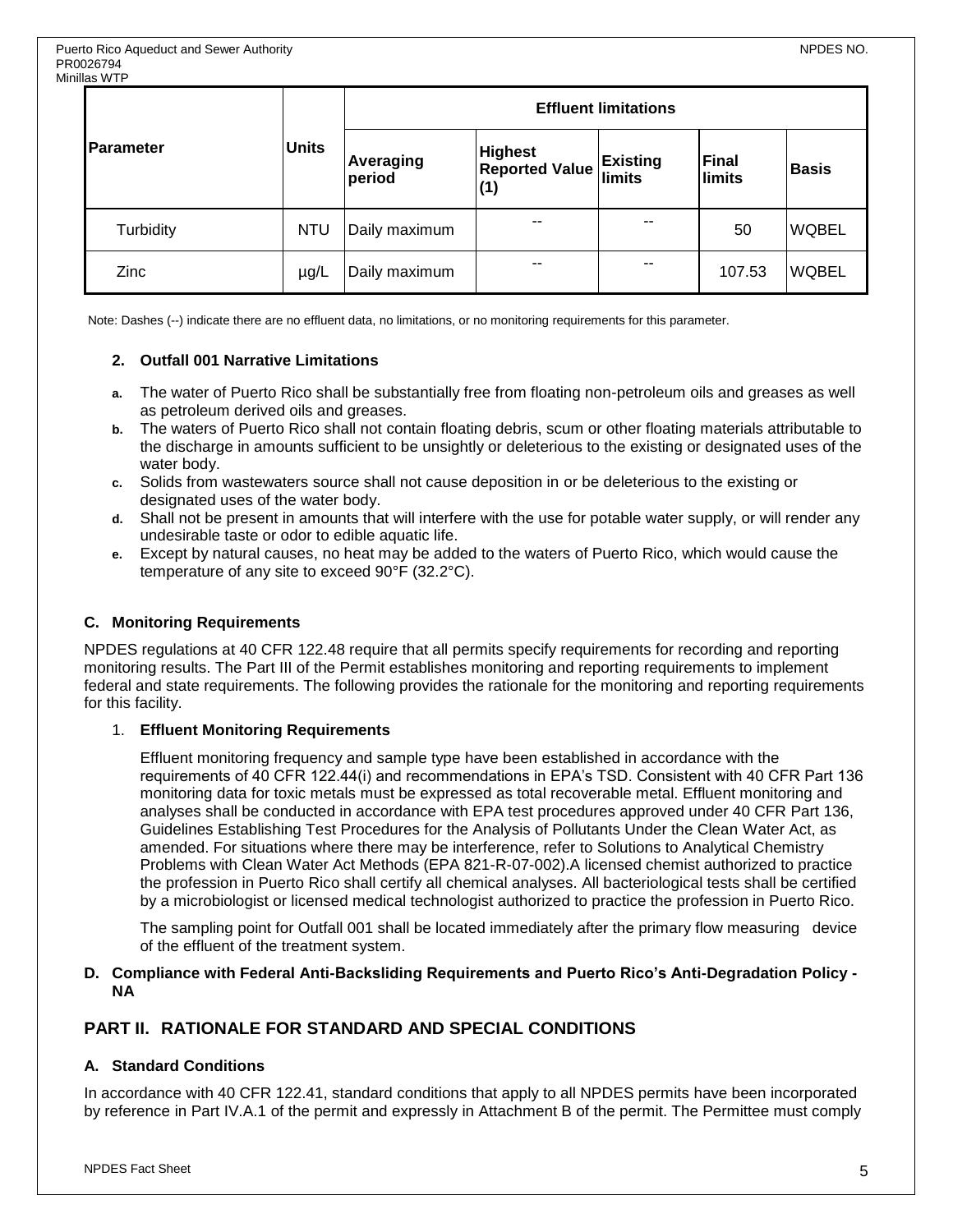| Parameter | Units | Effluent limitations | | | | |
|---|---|---|---|---|---|---|
| | | Averaging period | Highest Reported Value (1) | Existing limits | Final limits | Basis |
| Turbidity | NTU | Daily maximum | -- | -- | 50 | WQBEL |
| Zinc | µg/L | Daily maximum | -- | -- | 107.53 | WQBEL |

Note: Dashes (--) indicate there are no effluent data, no limitations, or no monitoring requirements for this parameter.

### 2. Outfall 001 Narrative Limitations

- **a.** The water of Puerto Rico shall be substantially free from floating non-petroleum oils and greases as well as petroleum derived oils and greases.
- **b.** The waters of Puerto Rico shall not contain floating debris, scum or other floating materials attributable to the discharge in amounts sufficient to be unsightly or deleterious to the existing or designated uses of the water body.
- **c.** Solids from wastewaters source shall not cause deposition in or be deleterious to the existing or designated uses of the water body.
- **d.** Shall not be present in amounts that will interfere with the use for potable water supply, or will render any undesirable taste or odor to edible aquatic life.
- **e.** Except by natural causes, no heat may be added to the waters of Puerto Rico, which would cause the temperature of any site to exceed 90°F (32.2°C).

### C. Monitoring Requirements

NPDES regulations at 40 CFR 122.48 require that all permits specify requirements for recording and reporting monitoring results. The Part III of the Permit establishes monitoring and reporting requirements to implement federal and state requirements. The following provides the rationale for the monitoring and reporting requirements for this facility.

1. **Effluent Monitoring Requirements**

   Effluent monitoring frequency and sample type have been established in accordance with the requirements of 40 CFR 122.44(i) and recommendations in EPA's TSD. Consistent with 40 CFR Part 136 monitoring data for toxic metals must be expressed as total recoverable metal. Effluent monitoring and analyses shall be conducted in accordance with EPA test procedures approved under 40 CFR Part 136, Guidelines Establishing Test Procedures for the Analysis of Pollutants Under the Clean Water Act, as amended. For situations where there may be interference, refer to Solutions to Analytical Chemistry Problems with Clean Water Act Methods (EPA 821-R-07-002).A licensed chemist authorized to practice the profession in Puerto Rico shall certify all chemical analyses. All bacteriological tests shall be certified by a microbiologist or licensed medical technologist authorized to practice the profession in Puerto Rico.

   The sampling point for Outfall 001 shall be located immediately after the primary flow measuring device of the effluent of the treatment system.

### D. Compliance with Federal Anti-Backsliding Requirements and Puerto Rico's Anti-Degradation Policy - NA

## PART II. RATIONALE FOR STANDARD AND SPECIAL CONDITIONS

### A. Standard Conditions

In accordance with 40 CFR 122.41, standard conditions that apply to all NPDES permits have been incorporated by reference in Part IV.A.1 of the permit and expressly in Attachment B of the permit. The Permittee must comply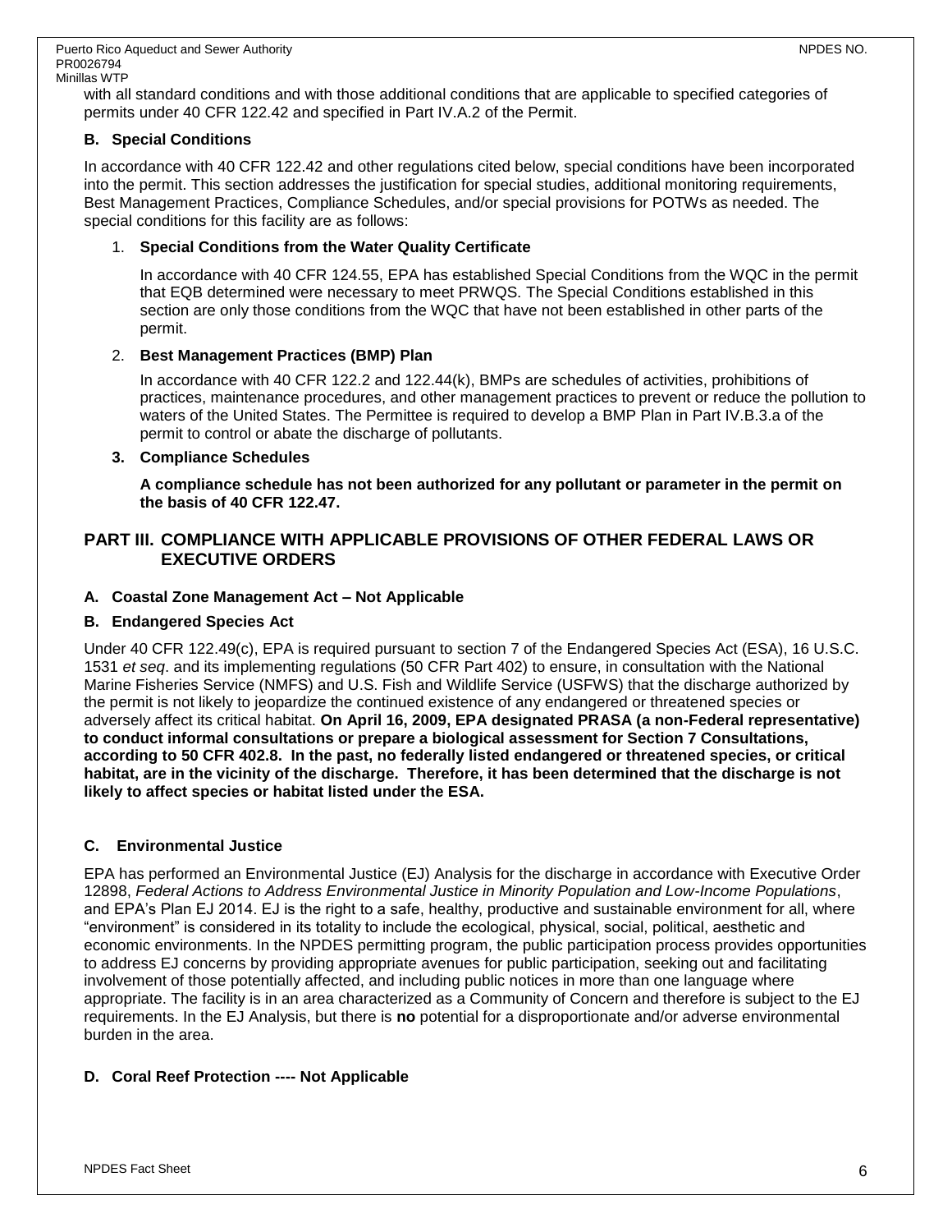with all standard conditions and with those additional conditions that are applicable to specified categories of permits under 40 CFR 122.42 and specified in Part IV.A.2 of the Permit.

### B. Special Conditions

In accordance with 40 CFR 122.42 and other regulations cited below, special conditions have been incorporated into the permit. This section addresses the justification for special studies, additional monitoring requirements, Best Management Practices, Compliance Schedules, and/or special provisions for POTWs as needed. The special conditions for this facility are as follows:

1. **Special Conditions from the Water Quality Certificate**

   In accordance with 40 CFR 124.55, EPA has established Special Conditions from the WQC in the permit that EQB determined were necessary to meet PRWQS. The Special Conditions established in this section are only those conditions from the WQC that have not been established in other parts of the permit.

2. **Best Management Practices (BMP) Plan**

   In accordance with 40 CFR 122.2 and 122.44(k), BMPs are schedules of activities, prohibitions of practices, maintenance procedures, and other management practices to prevent or reduce the pollution to waters of the United States. The Permittee is required to develop a BMP Plan in Part IV.B.3.a of the permit to control or abate the discharge of pollutants.

3. **Compliance Schedules**

   **A compliance schedule has not been authorized for any pollutant or parameter in the permit on the basis of 40 CFR 122.47.**

## PART III. COMPLIANCE WITH APPLICABLE PROVISIONS OF OTHER FEDERAL LAWS OR EXECUTIVE ORDERS

### A. Coastal Zone Management Act – Not Applicable

### B. Endangered Species Act

Under 40 CFR 122.49(c), EPA is required pursuant to section 7 of the Endangered Species Act (ESA), 16 U.S.C. 1531 *et seq*. and its implementing regulations (50 CFR Part 402) to ensure, in consultation with the National Marine Fisheries Service (NMFS) and U.S. Fish and Wildlife Service (USFWS) that the discharge authorized by the permit is not likely to jeopardize the continued existence of any endangered or threatened species or adversely affect its critical habitat. **On April 16, 2009, EPA designated PRASA (a non-Federal representative) to conduct informal consultations or prepare a biological assessment for Section 7 Consultations, according to 50 CFR 402.8. In the past, no federally listed endangered or threatened species, or critical habitat, are in the vicinity of the discharge. Therefore, it has been determined that the discharge is not likely to affect species or habitat listed under the ESA.**

### C. Environmental Justice

EPA has performed an Environmental Justice (EJ) Analysis for the discharge in accordance with Executive Order 12898, *Federal Actions to Address Environmental Justice in Minority Population and Low-Income Populations*, and EPA's Plan EJ 2014. EJ is the right to a safe, healthy, productive and sustainable environment for all, where "environment" is considered in its totality to include the ecological, physical, social, political, aesthetic and economic environments. In the NPDES permitting program, the public participation process provides opportunities to address EJ concerns by providing appropriate avenues for public participation, seeking out and facilitating involvement of those potentially affected, and including public notices in more than one language where appropriate. The facility is in an area characterized as a Community of Concern and therefore is subject to the EJ requirements. In the EJ Analysis, but there is **no** potential for a disproportionate and/or adverse environmental burden in the area.

### D. Coral Reef Protection ---- Not Applicable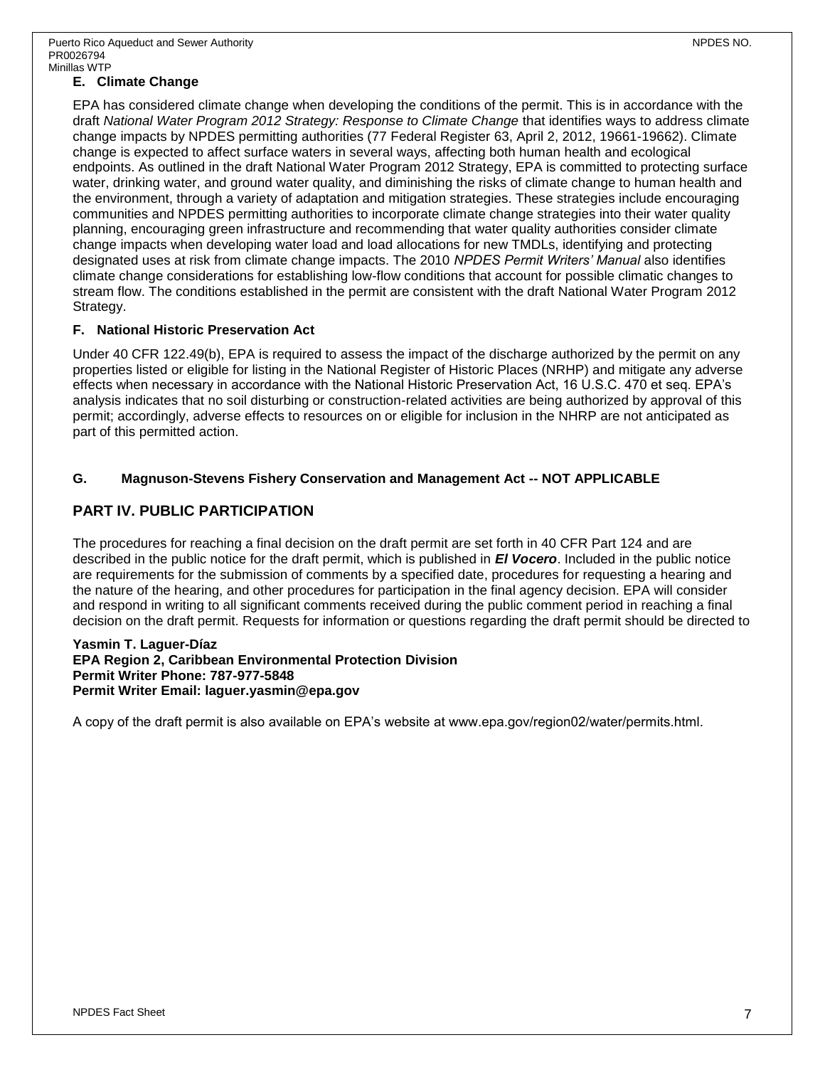### E. Climate Change

EPA has considered climate change when developing the conditions of the permit. This is in accordance with the draft *National Water Program 2012 Strategy: Response to Climate Change* that identifies ways to address climate change impacts by NPDES permitting authorities (77 Federal Register 63, April 2, 2012, 19661-19662). Climate change is expected to affect surface waters in several ways, affecting both human health and ecological endpoints. As outlined in the draft National Water Program 2012 Strategy, EPA is committed to protecting surface water, drinking water, and ground water quality, and diminishing the risks of climate change to human health and the environment, through a variety of adaptation and mitigation strategies. These strategies include encouraging communities and NPDES permitting authorities to incorporate climate change strategies into their water quality planning, encouraging green infrastructure and recommending that water quality authorities consider climate change impacts when developing water load and load allocations for new TMDLs, identifying and protecting designated uses at risk from climate change impacts. The 2010 *NPDES Permit Writers' Manual* also identifies climate change considerations for establishing low-flow conditions that account for possible climatic changes to stream flow. The conditions established in the permit are consistent with the draft National Water Program 2012 Strategy.

### F. National Historic Preservation Act

Under 40 CFR 122.49(b), EPA is required to assess the impact of the discharge authorized by the permit on any properties listed or eligible for listing in the National Register of Historic Places (NRHP) and mitigate any adverse effects when necessary in accordance with the National Historic Preservation Act, 16 U.S.C. 470 et seq. EPA's analysis indicates that no soil disturbing or construction-related activities are being authorized by approval of this permit; accordingly, adverse effects to resources on or eligible for inclusion in the NHRP are not anticipated as part of this permitted action.

### G. Magnuson-Stevens Fishery Conservation and Management Act -- NOT APPLICABLE

## PART IV. PUBLIC PARTICIPATION

The procedures for reaching a final decision on the draft permit are set forth in 40 CFR Part 124 and are described in the public notice for the draft permit, which is published in ***El Vocero***. Included in the public notice are requirements for the submission of comments by a specified date, procedures for requesting a hearing and the nature of the hearing, and other procedures for participation in the final agency decision. EPA will consider and respond in writing to all significant comments received during the public comment period in reaching a final decision on the draft permit. Requests for information or questions regarding the draft permit should be directed to

**Yasmin T. Laguer-Díaz**
**EPA Region 2, Caribbean Environmental Protection Division**
**Permit Writer Phone: 787-977-5848**
**Permit Writer Email: laguer.yasmin@epa.gov**

A copy of the draft permit is also available on EPA's website at www.epa.gov/region02/water/permits.html.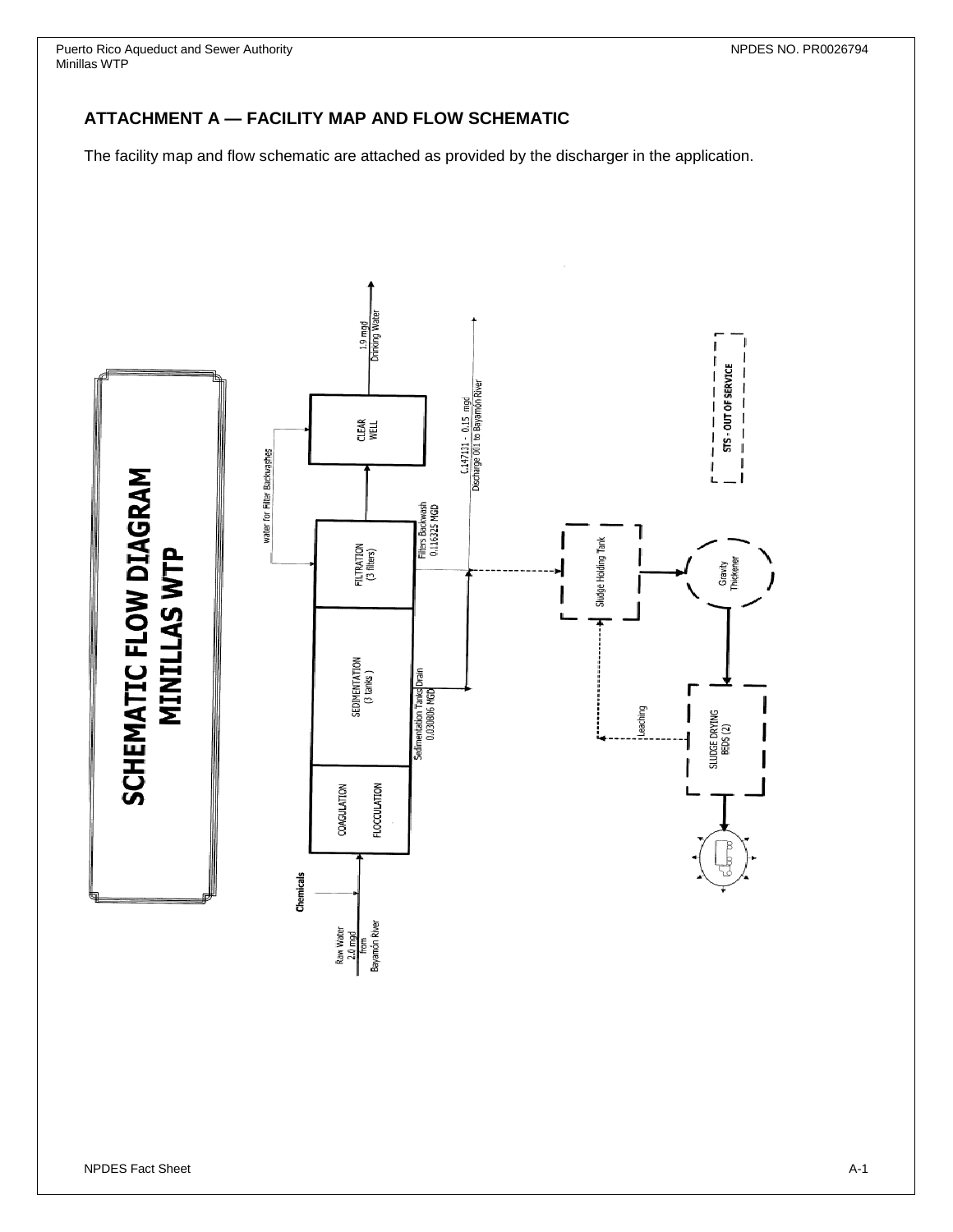## ATTACHMENT A — FACILITY MAP AND FLOW SCHEMATIC

The facility map and flow schematic are attached as provided by the discharger in the application.

**SCHEMATIC FLOW DIAGRAM MINILLAS WTP**

Raw Water 2.0 mgd from Bayamón River

Chemicals

COAGULATION

FLOCCULATION

SEDIMENTATION (3 tanks)

FILTRATION (3 filters)

CLEAR WELL

1.9 mgd Drinking Water

water for Filter Backwashes

Filters Backwash 0.116325 MGD

Sedimentation Tanks Drain 0.030806 MGD

C.147131 - 0.15 mgd Discharge 001 to Bayamón River

Sludge Holding Tank

Gravity Thickener

SLUDGE DRYING BEDS (2)

Leaching

STS - OUT OF SERVICE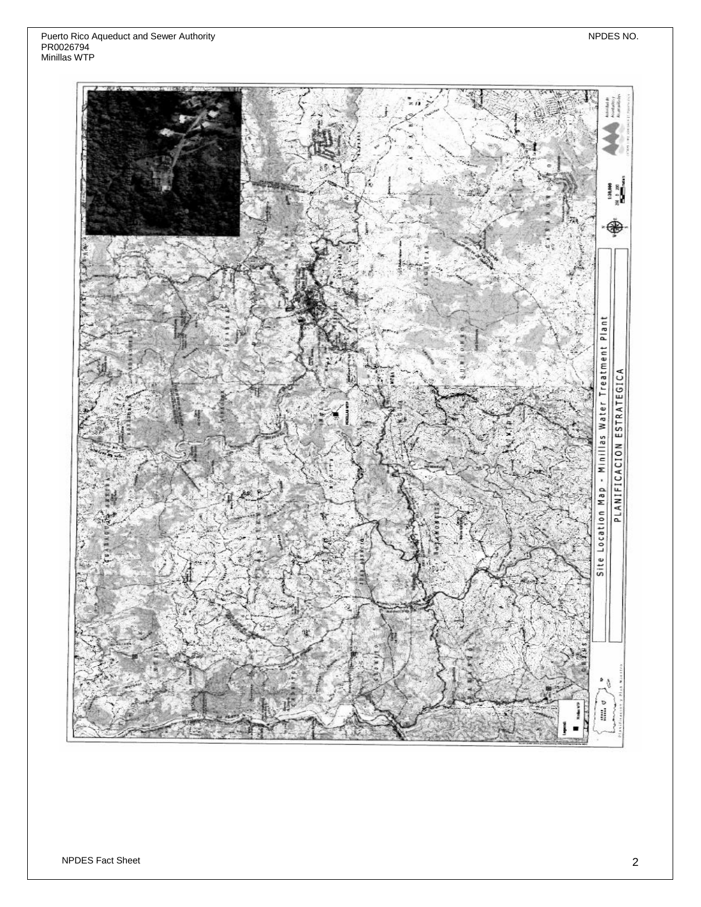Site Location Map - Minillas Water Treatment Plant

PLANIFICACION ESTRATEGICA